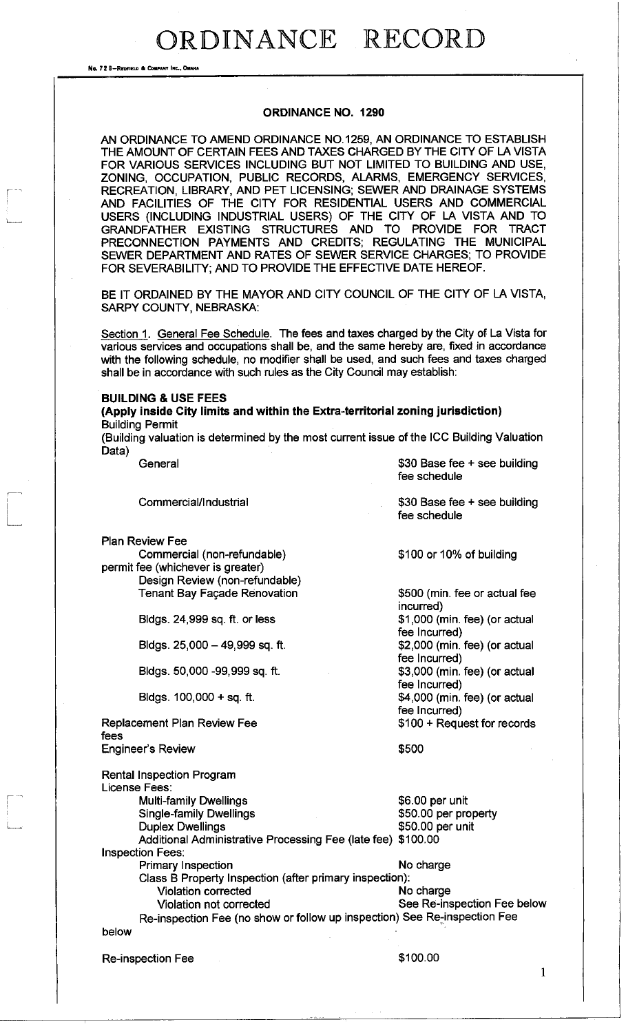# ORDINANCE RECORD

No. 72 8—REDFIELD & COMPANY INC., OMAHA

## ORDINANCE NO. 1290

AN ORDINANCE TO AMEND ORDINANCE NO.1259, AN ORDINANCE TO ESTABLISH THE AMOUNT OF CERTAIN FEES AND TAXES CHARGED BY THE CITY OF LA VISTA FOR VARIOUS SERVICES INCLUDING BUT NOT LIMITED TO BUILDING AND USE, ZONING, OCCUPATION, PUBLIC RECORDS, ALARMS, EMERGENCY SERVICES, RECREATION, LIBRARY, AND PET LICENSING; SEWER AND DRAINAGE SYSTEMS AND FACILITIES OF THE CITY FOR RESIDENTIAL USERS AND COMMERCIAL USERS (INCLUDING INDUSTRIAL USERS) OF THE CITY OF LA VISTA AND TO GRANDFATHER EXISTING STRUCTURES AND TO PROVIDE FOR TRACT PRECONNECTION PAYMENTS AND CREDITS; REGULATING THE MUNICIPAL SEWER DEPARTMENT AND RATES OF SEWER SERVICE CHARGES; TO PROVIDE FOR SEVERABILITY; AND TO PROVIDE THE EFFECTIVE DATE HEREOF.

BE IT ORDAINED BY THE MAYOR AND CITY COUNCIL OF THE CITY OF LA VISTA, SARPY COUNTY, NEBRASKA:

Section 1. General Fee Schedule. The fees and taxes charged by the City of La Vista for various services and occupations shall be, and the same hereby are, fixed in accordance with the following schedule, no modifier shall be used, and such fees and taxes charged shall be in accordance with such rules as the City Council may establish:

**BUILDING & USE FEES**
**(Apply inside City limits and within the Extra-territorial zoning jurisdiction)**

Building Permit
(Building valuation is determined by the most current issue of the ICC Building Valuation Data)

| | |
|---|---|
| General | $30 Base fee + see building fee schedule |
| Commercial/Industrial | $30 Base fee + see building fee schedule |
| Plan Review Fee | |
| Commercial (non-refundable) permit fee (whichever is greater) | $100 or 10% of building |
| Design Review (non-refundable) | |
| Tenant Bay Façade Renovation | $500 (min. fee or actual fee incurred) |
| Bldgs. 24,999 sq. ft. or less | $1,000 (min. fee) (or actual fee Incurred) |
| Bldgs. 25,000 – 49,999 sq. ft. | $2,000 (min. fee) (or actual fee Incurred) |
| Bldgs. 50,000 -99,999 sq. ft. | $3,000 (min. fee) (or actual fee Incurred) |
| Bldgs. 100,000 + sq. ft. | $4,000 (min. fee) (or actual fee Incurred) |
| Replacement Plan Review Fee | $100 + Request for records fees |
| Engineer's Review | $500 |

Rental Inspection Program
License Fees:

| | |
|---|---|
| Multi-family Dwellings | $6.00 per unit |
| Single-family Dwellings | $50.00 per property |
| Duplex Dwellings | $50.00 per unit |
| Additional Administrative Processing Fee (late fee) | $100.00 |

Inspection Fees:

| | |
|---|---|
| Primary Inspection | No charge |
| Class B Property Inspection (after primary inspection): | |
| Violation corrected | No charge |
| Violation not corrected | See Re-inspection Fee below |
| Re-inspection Fee (no show or follow up inspection) | See Re-inspection Fee below |
| Re-inspection Fee | $100.00 |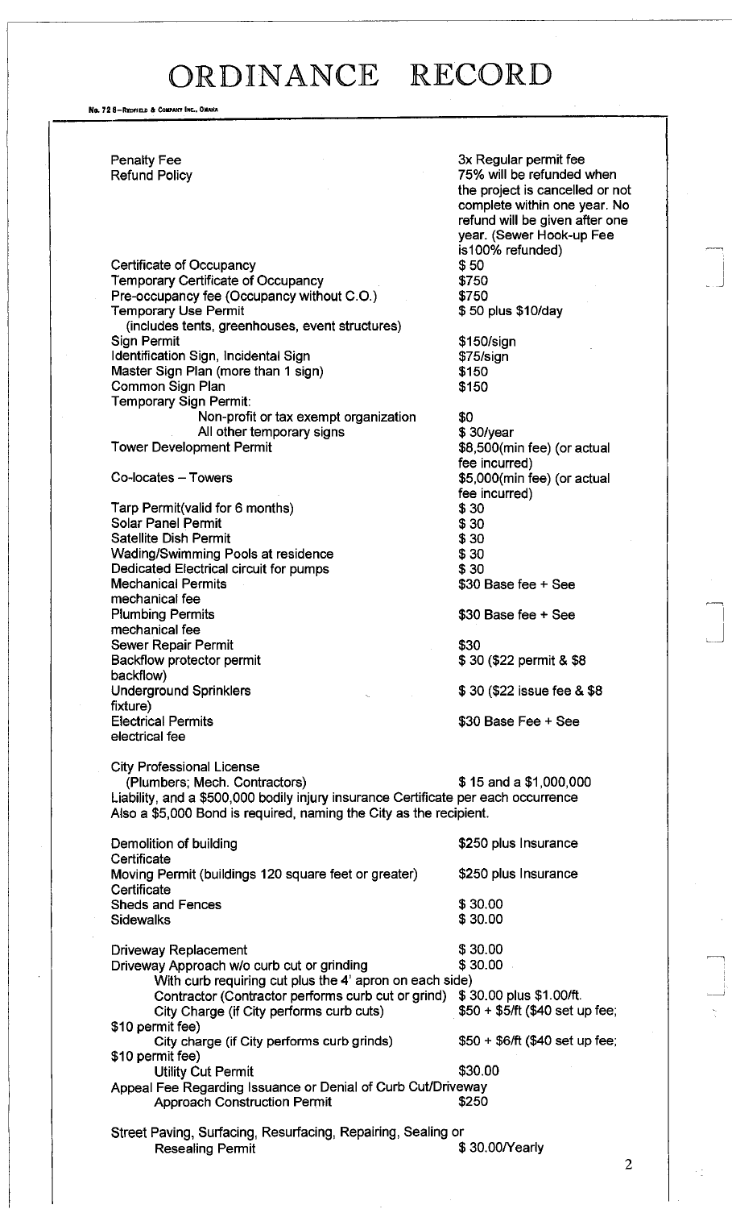# ORDINANCE RECORD

No. 72 8—REDFIELD & COMPANY INC., OMAHA

| | |
|---|---|
| Penalty Fee | 3x Regular permit fee |
| Refund Policy | 75% will be refunded when the project is cancelled or not complete within one year. No refund will be given after one year. (Sewer Hook-up Fee is100% refunded) |
| Certificate of Occupancy | $ 50 |
| Temporary Certificate of Occupancy | $750 |
| Pre-occupancy fee (Occupancy without C.O.) | $750 |
| Temporary Use Permit (includes tents, greenhouses, event structures) | $ 50 plus $10/day |
| Sign Permit | $150/sign |
| Identification Sign, Incidental Sign | $75/sign |
| Master Sign Plan (more than 1 sign) | $150 |
| Common Sign Plan | $150 |
| Temporary Sign Permit: | |
| Non-profit or tax exempt organization | $0 |
| All other temporary signs | $ 30/year |
| Tower Development Permit | $8,500(min fee) (or actual fee incurred) |
| Co-locates – Towers | $5,000(min fee) (or actual fee incurred) |
| Tarp Permit(valid for 6 months) | $ 30 |
| Solar Panel Permit | $ 30 |
| Satellite Dish Permit | $ 30 |
| Wading/Swimming Pools at residence | $ 30 |
| Dedicated Electrical circuit for pumps | $ 30 |
| Mechanical Permits | $30 Base fee + See mechanical fee |
| Plumbing Permits | $30 Base fee + See mechanical fee |
| Sewer Repair Permit | $30 |
| Backflow protector permit | $ 30 ($22 permit & $8 backflow) |
| Underground Sprinklers | $ 30 ($22 issue fee & $8 fixture) |
| Electrical Permits | $30 Base Fee + See electrical fee |

City Professional License
(Plumbers; Mech. Contractors) $ 15 and a $1,000,000 Liability, and a $500,000 bodily injury insurance Certificate per each occurrence Also a $5,000 Bond is required, naming the City as the recipient.

| | |
|---|---|
| Demolition of building | $250 plus Insurance Certificate |
| Moving Permit (buildings 120 square feet or greater) | $250 plus Insurance Certificate |
| Sheds and Fences | $ 30.00 |
| Sidewalks | $ 30.00 |
| Driveway Replacement | $ 30.00 |
| Driveway Approach w/o curb cut or grinding | $ 30.00 |
| With curb requiring cut plus the 4' apron on each side) | |
| Contractor (Contractor performs curb cut or grind) | $ 30.00 plus $1.00/ft. |
| City Charge (if City performs curb cuts) | $50 + $5/ft ($40 set up fee; $10 permit fee) |
| City charge (if City performs curb grinds) | $50 + $6/ft ($40 set up fee; $10 permit fee) |
| Utility Cut Permit | $30.00 |
| Appeal Fee Regarding Issuance or Denial of Curb Cut/Driveway Approach Construction Permit | $250 |
| Street Paving, Surfacing, Resurfacing, Repairing, Sealing or Resealing Permit | $ 30.00/Yearly |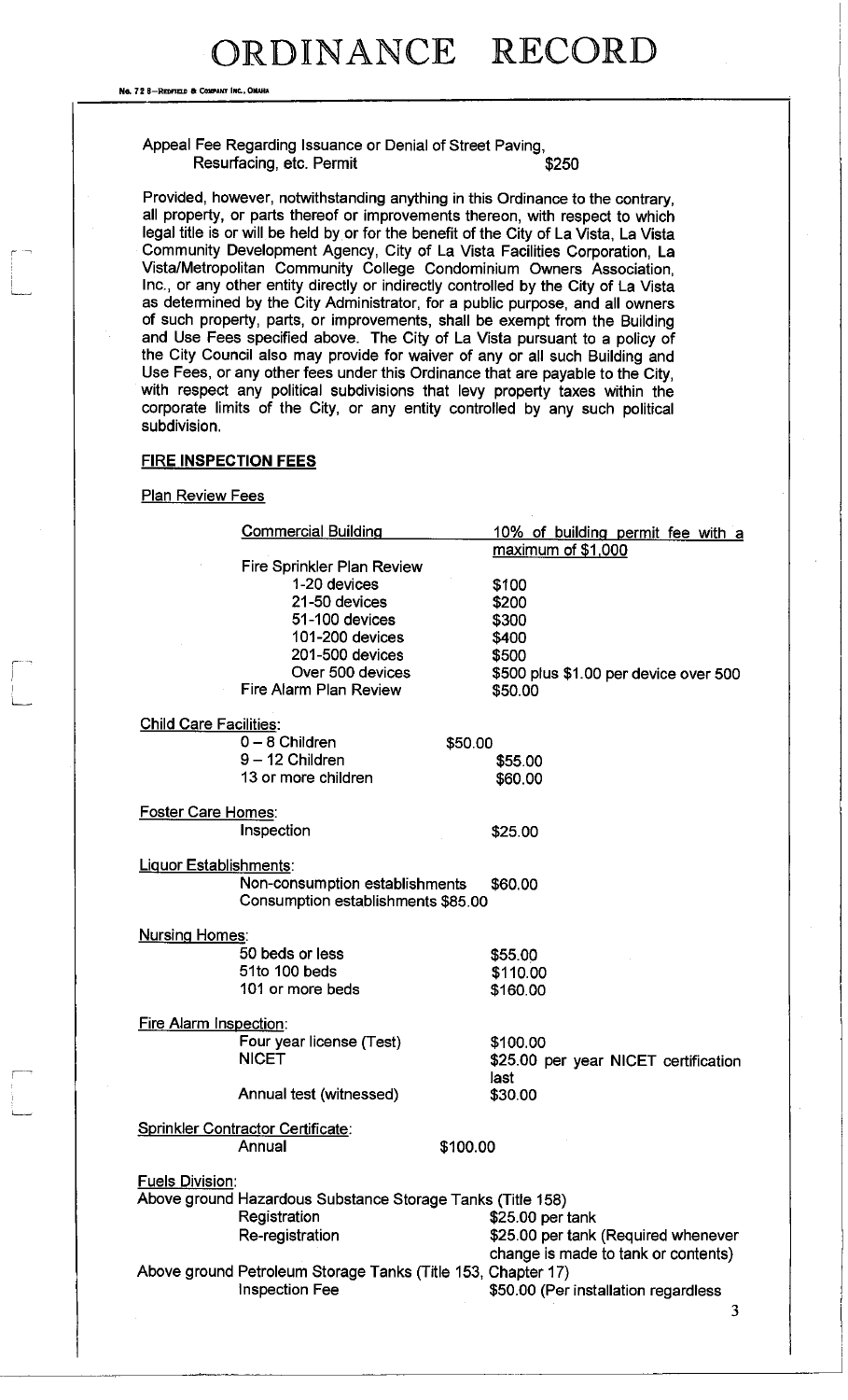Appeal Fee Regarding Issuance or Denial of Street Paving, Resurfacing, etc. Permit $250

Provided, however, notwithstanding anything in this Ordinance to the contrary, all property, or parts thereof or improvements thereon, with respect to which legal title is or will be held by or for the benefit of the City of La Vista, La Vista Community Development Agency, City of La Vista Facilities Corporation, La Vista/Metropolitan Community College Condominium Owners Association, Inc., or any other entity directly or indirectly controlled by the City of La Vista as determined by the City Administrator, for a public purpose, and all owners of such property, parts, or improvements, shall be exempt from the Building and Use Fees specified above. The City of La Vista pursuant to a policy of the City Council also may provide for waiver of any or all such Building and Use Fees, or any other fees under this Ordinance that are payable to the City, with respect any political subdivisions that levy property taxes within the corporate limits of the City, or any entity controlled by any such political subdivision.

**FIRE INSPECTION FEES**

Plan Review Fees

| | |
|---|---|
| Commercial Building | 10% of building permit fee with a maximum of $1,000 |
| Fire Sprinkler Plan Review | |
| 1-20 devices | $100 |
| 21-50 devices | $200 |
| 51-100 devices | $300 |
| 101-200 devices | $400 |
| 201-500 devices | $500 |
| Over 500 devices | $500 plus $1.00 per device over 500 |
| Fire Alarm Plan Review | $50.00 |

Child Care Facilities:

| | |
|---|---|
| 0 – 8 Children | $50.00 |
| 9 – 12 Children | $55.00 |
| 13 or more children | $60.00 |

Foster Care Homes:

| | |
|---|---|
| Inspection | $25.00 |

Liquor Establishments:

| | |
|---|---|
| Non-consumption establishments | $60.00 |
| Consumption establishments | $85.00 |

Nursing Homes:

| | |
|---|---|
| 50 beds or less | $55.00 |
| 51to 100 beds | $110.00 |
| 101 or more beds | $160.00 |

Fire Alarm Inspection:

| | |
|---|---|
| Four year license (Test) | $100.00 |
| NICET | $25.00 per year NICET certification last |
| Annual test (witnessed) | $30.00 |

Sprinkler Contractor Certificate:

| | |
|---|---|
| Annual | $100.00 |

Fuels Division:

Above ground Hazardous Substance Storage Tanks (Title 158)

| | |
|---|---|
| Registration | $25.00 per tank |
| Re-registration | $25.00 per tank (Required whenever change is made to tank or contents) |

Above ground Petroleum Storage Tanks (Title 153, Chapter 17)

| | |
|---|---|
| Inspection Fee | $50.00 (Per installation regardless |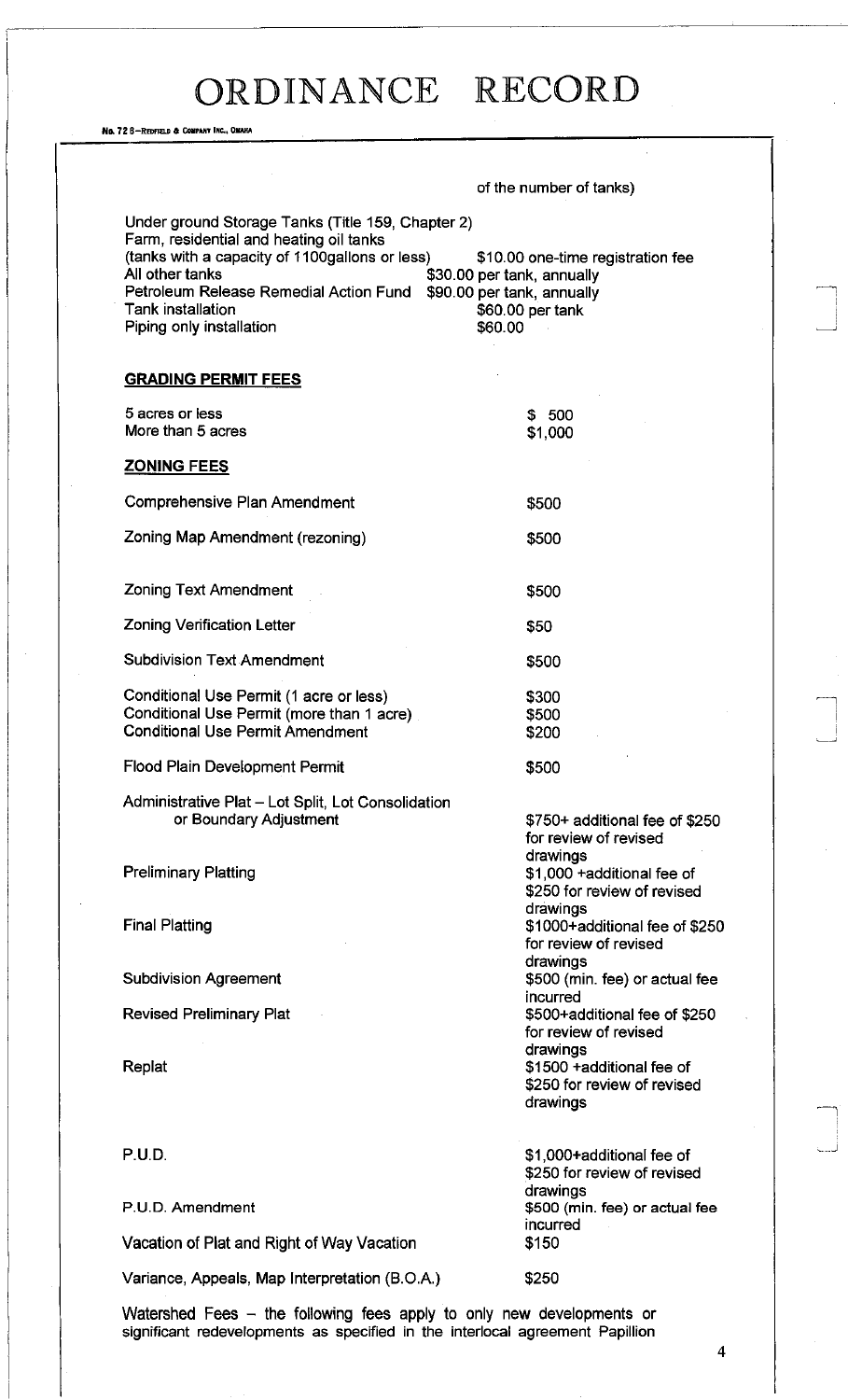of the number of tanks)

Under ground Storage Tanks (Title 159, Chapter 2)
Farm, residential and heating oil tanks

| | |
|---|---|
| (tanks with a capacity of 1100gallons or less) | $10.00 one-time registration fee |
| All other tanks | $30.00 per tank, annually |
| Petroleum Release Remedial Action Fund | $90.00 per tank, annually |
| Tank installation | $60.00 per tank |
| Piping only installation | $60.00 |

**GRADING PERMIT FEES**

| | |
|---|---|
| 5 acres or less | $ 500 |
| More than 5 acres | $1,000 |

**ZONING FEES**

| | |
|---|---|
| Comprehensive Plan Amendment | $500 |
| Zoning Map Amendment (rezoning) | $500 |
| Zoning Text Amendment | $500 |
| Zoning Verification Letter | $50 |
| Subdivision Text Amendment | $500 |
| Conditional Use Permit (1 acre or less) | $300 |
| Conditional Use Permit (more than 1 acre) | $500 |
| Conditional Use Permit Amendment | $200 |
| Flood Plain Development Permit | $500 |
| Administrative Plat – Lot Split, Lot Consolidation or Boundary Adjustment | $750+ additional fee of $250 for review of revised drawings |
| Preliminary Platting | $1,000 +additional fee of $250 for review of revised drawings |
| Final Platting | $1000+additional fee of $250 for review of revised drawings |
| Subdivision Agreement | $500 (min. fee) or actual fee incurred |
| Revised Preliminary Plat | $500+additional fee of $250 for review of revised drawings |
| Replat | $1500 +additional fee of $250 for review of revised drawings |
| P.U.D. | $1,000+additional fee of $250 for review of revised drawings |
| P.U.D. Amendment | $500 (min. fee) or actual fee incurred |
| Vacation of Plat and Right of Way Vacation | $150 |
| Variance, Appeals, Map Interpretation (B.O.A.) | $250 |

Watershed Fees – the following fees apply to only new developments or significant redevelopments as specified in the interlocal agreement Papillion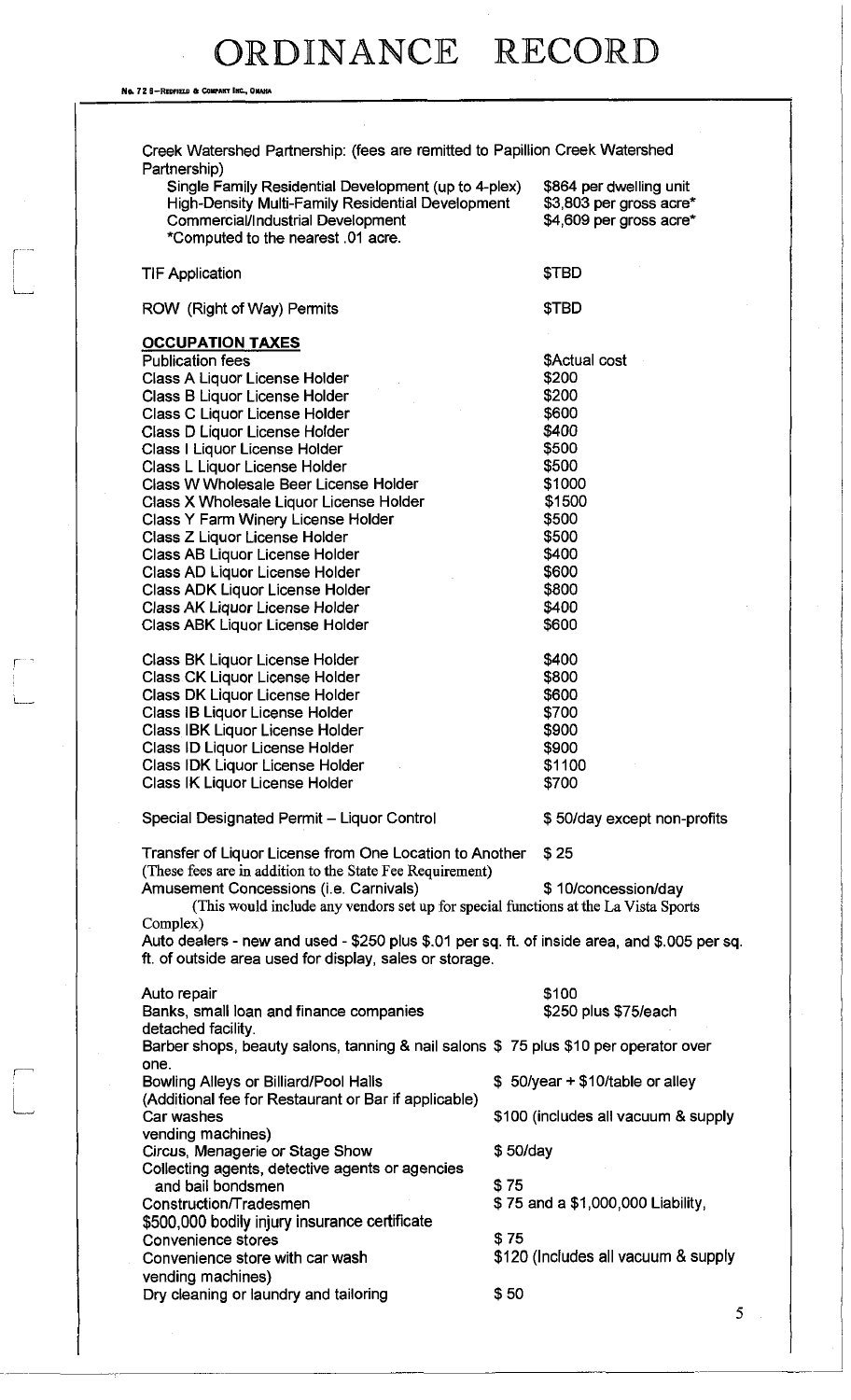Creek Watershed Partnership: (fees are remitted to Papillion Creek Watershed Partnership)

| | |
|---|---|
| Single Family Residential Development (up to 4-plex) | $864 per dwelling unit |
| High-Density Multi-Family Residential Development | $3,803 per gross acre* |
| Commercial/Industrial Development | $4,609 per gross acre* |

*Computed to the nearest .01 acre.

| | |
|---|---|
| TIF Application | $TBD |
| ROW (Right of Way) Permits | $TBD |

**OCCUPATION TAXES**

| | |
|---|---|
| Publication fees | $Actual cost |
| Class A Liquor License Holder | $200 |
| Class B Liquor License Holder | $200 |
| Class C Liquor License Holder | $600 |
| Class D Liquor License Holder | $400 |
| Class I Liquor License Holder | $500 |
| Class L Liquor License Holder | $500 |
| Class W Wholesale Beer License Holder | $1000 |
| Class X Wholesale Liquor License Holder | $1500 |
| Class Y Farm Winery License Holder | $500 |
| Class Z Liquor License Holder | $500 |
| Class AB Liquor License Holder | $400 |
| Class AD Liquor License Holder | $600 |
| Class ADK Liquor License Holder | $800 |
| Class AK Liquor License Holder | $400 |
| Class ABK Liquor License Holder | $600 |
| Class BK Liquor License Holder | $400 |
| Class CK Liquor License Holder | $800 |
| Class DK Liquor License Holder | $600 |
| Class IB Liquor License Holder | $700 |
| Class IBK Liquor License Holder | $900 |
| Class ID Liquor License Holder | $900 |
| Class IDK Liquor License Holder | $1100 |
| Class IK Liquor License Holder | $700 |

| | |
|---|---|
| Special Designated Permit – Liquor Control | $ 50/day except non-profits |
| Transfer of Liquor License from One Location to Another (These fees are in addition to the State Fee Requirement) | $ 25 |
| Amusement Concessions (i.e. Carnivals) (This would include any vendors set up for special functions at the La Vista Sports Complex) | $ 10/concession/day |

Auto dealers - new and used - $250 plus $.01 per sq. ft. of inside area, and $.005 per sq. ft. of outside area used for display, sales or storage.

| | |
|---|---|
| Auto repair | $100 |
| Banks, small loan and finance companies | $250 plus $75/each detached facility. |
| Barber shops, beauty salons, tanning & nail salons | $ 75 plus $10 per operator over one. |
| Bowling Alleys or Billiard/Pool Halls (Additional fee for Restaurant or Bar if applicable) | $ 50/year + $10/table or alley |
| Car washes | $100 (includes all vacuum & supply vending machines) |
| Circus, Menagerie or Stage Show | $ 50/day |
| Collecting agents, detective agents or agencies and bail bondsmen | $ 75 |
| Construction/Tradesmen | $ 75 and a $1,000,000 Liability, $500,000 bodily injury insurance certificate |
| Convenience stores | $ 75 |
| Convenience store with car wash | $120 (Includes all vacuum & supply vending machines) |
| Dry cleaning or laundry and tailoring | $ 50 |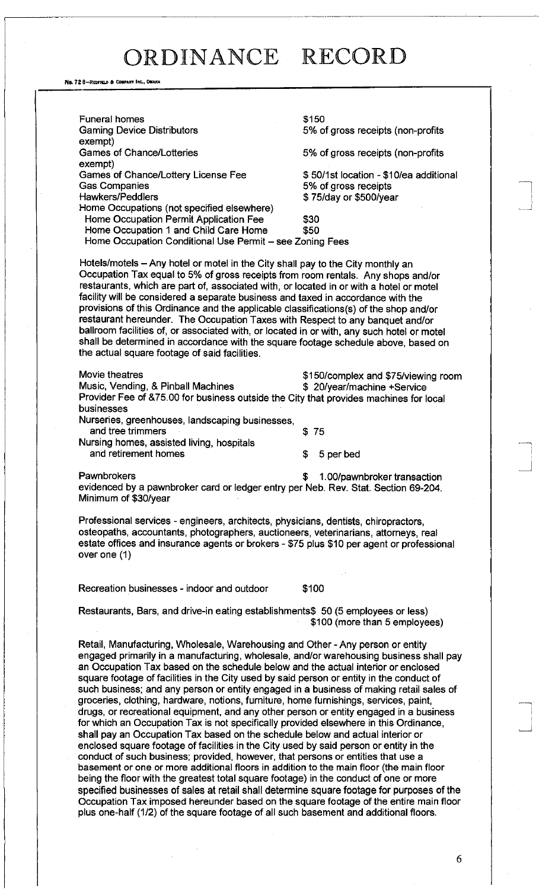| | |
|---|---|
| Funeral homes | $150 |
| Gaming Device Distributors exempt) | 5% of gross receipts (non-profits |
| Games of Chance/Lotteries exempt) | 5% of gross receipts (non-profits |
| Games of Chance/Lottery License Fee | $ 50/1st location - $10/ea additional |
| Gas Companies | 5% of gross receipts |
| Hawkers/Peddlers | $ 75/day or $500/year |
| Home Occupations (not specified elsewhere) | |
| Home Occupation Permit Application Fee | $30 |
| Home Occupation 1 and Child Care Home | $50 |
| Home Occupation Conditional Use Permit – see Zoning Fees | |

Hotels/motels – Any hotel or motel in the City shall pay to the City monthly an Occupation Tax equal to 5% of gross receipts from room rentals. Any shops and/or restaurants, which are part of, associated with, or located in or with a hotel or motel facility will be considered a separate business and taxed in accordance with the provisions of this Ordinance and the applicable classifications(s) of the shop and/or restaurant hereunder. The Occupation Taxes with Respect to any banquet and/or ballroom facilities of, or associated with, or located in or with, any such hotel or motel shall be determined in accordance with the square footage schedule above, based on the actual square footage of said facilities.

| | |
|---|---|
| Movie theatres | $150/complex and $75/viewing room |
| Music, Vending, & Pinball Machines | $ 20/year/machine +Service |

Provider Fee of &75.00 for business outside the City that provides machines for local businesses

| | |
|---|---|
| Nurseries, greenhouses, landscaping businesses, and tree trimmers | $ 75 |
| Nursing homes, assisted living, hospitals and retirement homes | $ 5 per bed |
| Pawnbrokers | $ 1.00/pawnbroker transaction |

evidenced by a pawnbroker card or ledger entry per Neb. Rev. Stat. Section 69-204. Minimum of $30/year

Professional services - engineers, architects, physicians, dentists, chiropractors, osteopaths, accountants, photographers, auctioneers, veterinarians, attorneys, real estate offices and insurance agents or brokers - $75 plus $10 per agent or professional over one (1)

Recreation businesses - indoor and outdoor $100

Restaurants, Bars, and drive-in eating establishments$ 50 (5 employees or less)
$100 (more than 5 employees)

Retail, Manufacturing, Wholesale, Warehousing and Other - Any person or entity engaged primarily in a manufacturing, wholesale, and/or warehousing business shall pay an Occupation Tax based on the schedule below and the actual interior or enclosed square footage of facilities in the City used by said person or entity in the conduct of such business; and any person or entity engaged in a business of making retail sales of groceries, clothing, hardware, notions, furniture, home furnishings, services, paint, drugs, or recreational equipment, and any other person or entity engaged in a business for which an Occupation Tax is not specifically provided elsewhere in this Ordinance, shall pay an Occupation Tax based on the schedule below and actual interior or enclosed square footage of facilities in the City used by said person or entity in the conduct of such business; provided, however, that persons or entities that use a basement or one or more additional floors in addition to the main floor (the main floor being the floor with the greatest total square footage) in the conduct of one or more specified businesses of sales at retail shall determine square footage for purposes of the Occupation Tax imposed hereunder based on the square footage of the entire main floor plus one-half (1/2) of the square footage of all such basement and additional floors.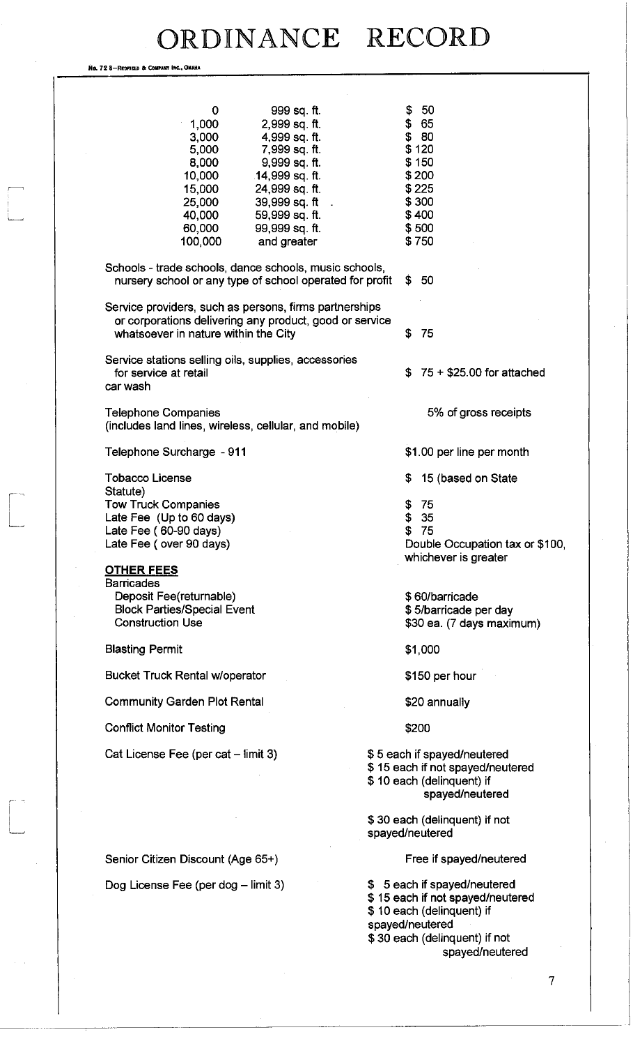# ORDINANCE RECORD

No. 72 8—REDFIELD & COMPANY INC., OMAHA

| | | |
|---|---|---|
| 0 | 999 sq. ft. | $ 50 |
| 1,000 | 2,999 sq. ft. | $ 65 |
| 3,000 | 4,999 sq. ft. | $ 80 |
| 5,000 | 7,999 sq. ft. | $ 120 |
| 8,000 | 9,999 sq. ft. | $ 150 |
| 10,000 | 14,999 sq. ft. | $ 200 |
| 15,000 | 24,999 sq. ft. | $ 225 |
| 25,000 | 39,999 sq. ft | $ 300 |
| 40,000 | 59,999 sq. ft. | $ 400 |
| 60,000 | 99,999 sq. ft. | $ 500 |
| 100,000 | and greater | $ 750 |

| | |
|---|---|
| Schools - trade schools, dance schools, music schools, nursery school or any type of school operated for profit | $ 50 |
| Service providers, such as persons, firms partnerships or corporations delivering any product, good or service whatsoever in nature within the City | $ 75 |
| Service stations selling oils, supplies, accessories for service at retail car wash | $ 75 + $25.00 for attached |
| Telephone Companies (includes land lines, wireless, cellular, and mobile) | 5% of gross receipts |
| Telephone Surcharge - 911 | $1.00 per line per month |
| Tobacco License | $ 15 (based on State Statute) |
| Tow Truck Companies | $ 75 |
| Late Fee (Up to 60 days) | $ 35 |
| Late Fee ( 60-90 days) | $ 75 |
| Late Fee ( over 90 days) | Double Occupation tax or $100, whichever is greater |

**OTHER FEES**

| | |
|---|---|
| Barricades | |
| Deposit Fee(returnable) | $ 60/barricade |
| Block Parties/Special Event | $ 5/barricade per day |
| Construction Use | $30 ea. (7 days maximum) |
| Blasting Permit | $1,000 |
| Bucket Truck Rental w/operator | $150 per hour |
| Community Garden Plot Rental | $20 annually |
| Conflict Monitor Testing | $200 |
| Cat License Fee (per cat – limit 3) | $ 5 each if spayed/neutered<br>$ 15 each if not spayed/neutered<br>$ 10 each (delinquent) if spayed/neutered<br>$ 30 each (delinquent) if not spayed/neutered |
| Senior Citizen Discount (Age 65+) | Free if spayed/neutered |
| Dog License Fee (per dog – limit 3) | $ 5 each if spayed/neutered<br>$ 15 each if not spayed/neutered<br>$ 10 each (delinquent) if spayed/neutered<br>$ 30 each (delinquent) if not spayed/neutered |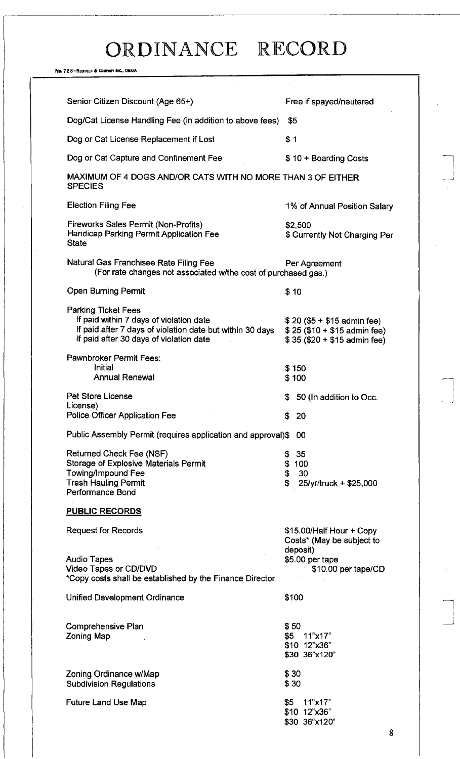# ORDINANCE RECORD

| | |
|---|---|
| Senior Citizen Discount (Age 65+) | Free if spayed/neutered |
| Dog/Cat License Handling Fee (in addition to above fees) | $5 |
| Dog or Cat License Replacement if Lost | $ 1 |
| Dog or Cat Capture and Confinement Fee | $ 10 + Boarding Costs |

MAXIMUM OF 4 DOGS AND/OR CATS WITH NO MORE THAN 3 OF EITHER SPECIES

| | |
|---|---|
| Election Filing Fee | 1% of Annual Position Salary |
| Fireworks Sales Permit (Non-Profits) | $2,500 |
| Handicap Parking Permit Application Fee | $ Currently Not Charging Per State |
| Natural Gas Franchisee Rate Filing Fee (For rate changes not associated w/the cost of purchased gas.) | Per Agreement |
| Open Burning Permit | $ 10 |
| Parking Ticket Fees | |
| If paid within 7 days of violation date | $ 20 ($5 + $15 admin fee) |
| If paid after 7 days of violation date but within 30 days | $ 25 ($10 + $15 admin fee) |
| If paid after 30 days of violation date | $ 35 ($20 + $15 admin fee) |
| Pawnbroker Permit Fees: | |
| Initial | $ 150 |
| Annual Renewal | $ 100 |
| Pet Store License | $ 50 (In addition to Occ. License) |
| Police Officer Application Fee | $ 20 |
| Public Assembly Permit (requires application and approval) | $ 00 |
| Returned Check Fee (NSF) | $ 35 |
| Storage of Explosive Materials Permit | $ 100 |
| Towing/Impound Fee | $ 30 |
| Trash Hauling Permit Performance Bond | $ 25/yr/truck + $25,000 |

**PUBLIC RECORDS**

| | |
|---|---|
| Request for Records | $15.00/Half Hour + Copy Costs* (May be subject to deposit) |
| Audio Tapes | $5.00 per tape |
| Video Tapes or CD/DVD | $10.00 per tape/CD |

*Copy costs shall be established by the Finance Director

| | |
|---|---|
| Unified Development Ordinance | $100 |
| Comprehensive Plan | $ 50 |
| Zoning Map | $5 11"x17"<br>$10 12"x36"<br>$30 36"x120" |
| Zoning Ordinance w/Map | $ 30 |
| Subdivision Regulations | $ 30 |
| Future Land Use Map | $5 11"x17"<br>$10 12"x36"<br>$30 36"x120" |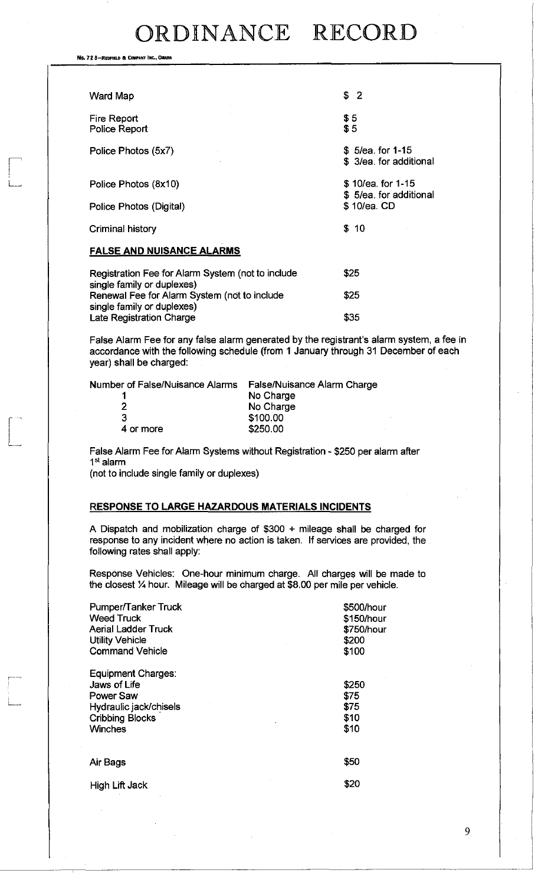| | |
|---|---|
| Ward Map | $ 2 |
| Fire Report | $ 5 |
| Police Report | $ 5 |
| Police Photos (5x7) | $ 5/ea. for 1-15<br>$ 3/ea. for additional |
| Police Photos (8x10) | $ 10/ea. for 1-15<br>$ 5/ea. for additional |
| Police Photos (Digital) | $ 10/ea. CD |
| Criminal history | $ 10 |

**FALSE AND NUISANCE ALARMS**

| | |
|---|---|
| Registration Fee for Alarm System (not to include single family or duplexes) | $25 |
| Renewal Fee for Alarm System (not to include single family or duplexes) | $25 |
| Late Registration Charge | $35 |

False Alarm Fee for any false alarm generated by the registrant's alarm system, a fee in accordance with the following schedule (from 1 January through 31 December of each year) shall be charged:

| Number of False/Nuisance Alarms | False/Nuisance Alarm Charge |
|---|---|
| 1 | No Charge |
| 2 | No Charge |
| 3 | $100.00 |
| 4 or more | $250.00 |

False Alarm Fee for Alarm Systems without Registration - $250 per alarm after 1st alarm
(not to include single family or duplexes)

**RESPONSE TO LARGE HAZARDOUS MATERIALS INCIDENTS**

A Dispatch and mobilization charge of $300 + mileage shall be charged for response to any incident where no action is taken. If services are provided, the following rates shall apply:

Response Vehicles: One-hour minimum charge. All charges will be made to the closest ¼ hour. Mileage will be charged at $8.00 per mile per vehicle.

| | |
|---|---|
| Pumper/Tanker Truck | $500/hour |
| Weed Truck | $150/hour |
| Aerial Ladder Truck | $750/hour |
| Utility Vehicle | $200 |
| Command Vehicle | $100 |

| | |
|---|---|
| Equipment Charges: | |
| Jaws of Life | $250 |
| Power Saw | $75 |
| Hydraulic jack/chisels | $75 |
| Cribbing Blocks | $10 |
| Winches | $10 |
| Air Bags | $50 |
| High Lift Jack | $20 |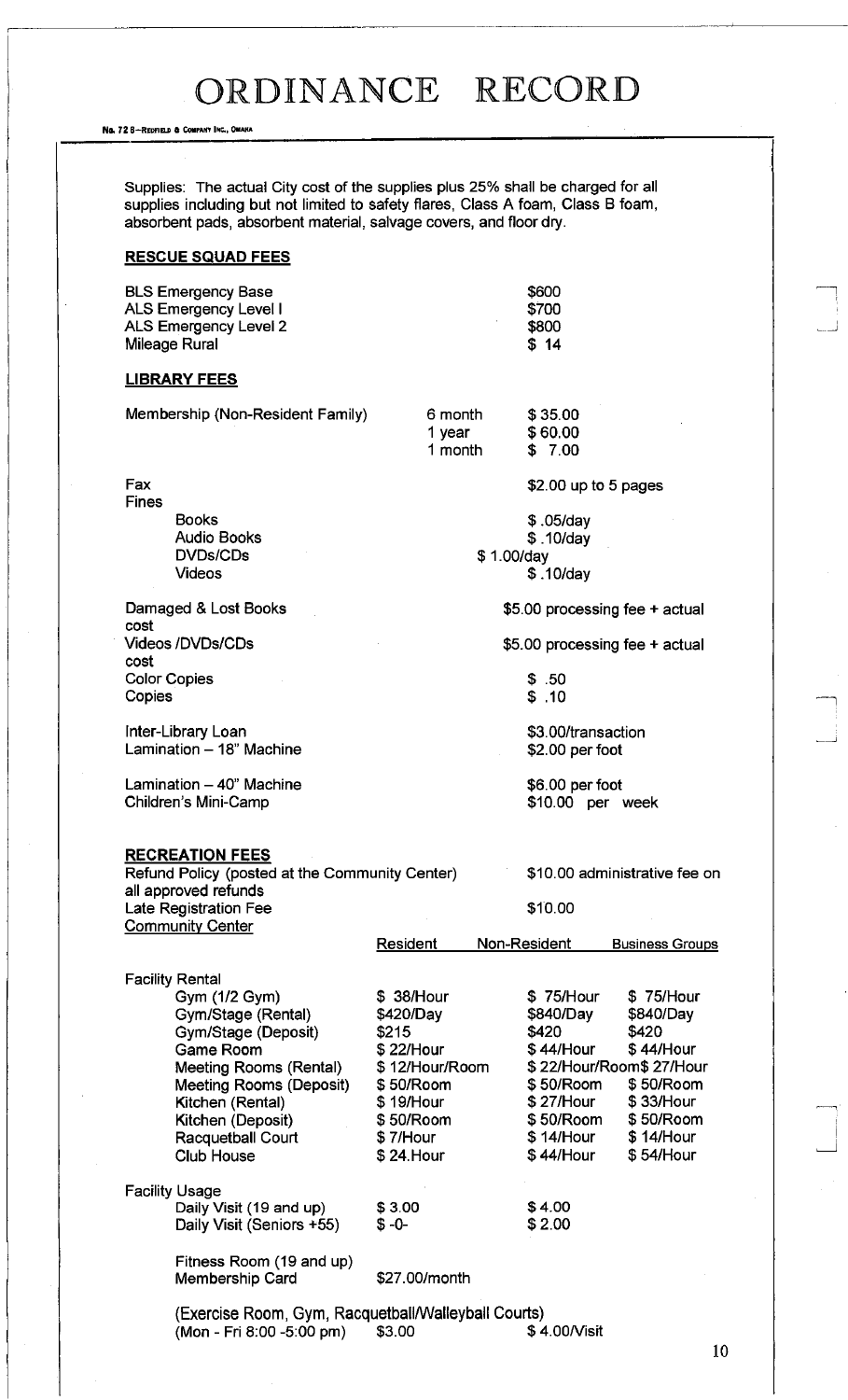# ORDINANCE RECORD

Supplies: The actual City cost of the supplies plus 25% shall be charged for all supplies including but not limited to safety flares, Class A foam, Class B foam, absorbent pads, absorbent material, salvage covers, and floor dry.

**RESCUE SQUAD FEES**

| | |
|---|---|
| BLS Emergency Base | $600 |
| ALS Emergency Level I | $700 |
| ALS Emergency Level 2 | $800 |
| Mileage Rural | $ 14 |

**LIBRARY FEES**

| | | |
|---|---|---|
| Membership (Non-Resident Family) | 6 month | $ 35.00 |
| | 1 year | $ 60.00 |
| | 1 month | $ 7.00 |
| Fax | | $2.00 up to 5 pages |
| Fines | | |
| Books | | $ .05/day |
| Audio Books | | $ .10/day |
| DVDs/CDs | | $ 1.00/day |
| Videos | | $ .10/day |
| Damaged & Lost Books | | $5.00 processing fee + actual cost |
| Videos /DVDs/CDs | | $5.00 processing fee + actual cost |
| Color Copies | | $ .50 |
| Copies | | $ .10 |
| Inter-Library Loan | | $3.00/transaction |
| Lamination – 18" Machine | | $2.00 per foot |
| Lamination – 40" Machine | | $6.00 per foot |
| Children's Mini-Camp | | $10.00 per week |

**RECREATION FEES**

Refund Policy (posted at the Community Center) $10.00 administrative fee on all approved refunds

Late Registration Fee $10.00

Community Center

| | Resident | Non-Resident | Business Groups |
|---|---|---|---|
| **Facility Rental** | | | |
| Gym (1/2 Gym) | $ 38/Hour | $ 75/Hour | $ 75/Hour |
| Gym/Stage (Rental) | $420/Day | $840/Day | $840/Day |
| Gym/Stage (Deposit) | $215 | $420 | $420 |
| Game Room | $ 22/Hour | $ 44/Hour | $ 44/Hour |
| Meeting Rooms (Rental) | $ 12/Hour/Room | $ 22/Hour/Room | $ 27/Hour |
| Meeting Rooms (Deposit) | $ 50/Room | $ 50/Room | $ 50/Room |
| Kitchen (Rental) | $ 19/Hour | $ 27/Hour | $ 33/Hour |
| Kitchen (Deposit) | $ 50/Room | $ 50/Room | $ 50/Room |
| Racquetball Court | $ 7/Hour | $ 14/Hour | $ 14/Hour |
| Club House | $ 24.Hour | $ 44/Hour | $ 54/Hour |
| **Facility Usage** | | | |
| Daily Visit (19 and up) | $ 3.00 | $ 4.00 | |
| Daily Visit (Seniors +55) | $ -0- | $ 2.00 | |
| Fitness Room (19 and up) Membership Card | $27.00/month | | |
| (Exercise Room, Gym, Racquetball/Walleyball Courts) (Mon - Fri 8:00 -5:00 pm) | $3.00 | $ 4.00/Visit | |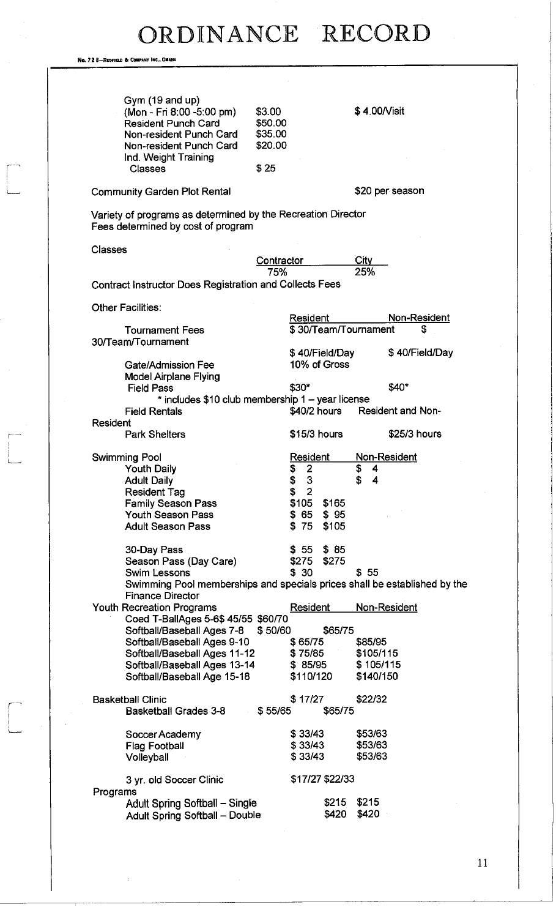# ORDINANCE RECORD

No. 72 8—REDFIELD & COMPANY INC., OMAHA

Gym (19 and up)

| | | |
|---|---|---|
| (Mon - Fri 8:00 -5:00 pm) | $3.00 | $ 4.00/Visit |
| Resident Punch Card | $50.00 | |
| Non-resident Punch Card | $35.00 | |
| Non-resident Punch Card | $20.00 | |
| Ind. Weight Training Classes | $ 25 | |

Community Garden Plot Rental — $20 per season

Variety of programs as determined by the Recreation Director
Fees determined by cost of program

Classes

| Contractor | City |
|---|---|
| 75% | 25% |

Contract Instructor Does Registration and Collects Fees

Other Facilities:

| | Resident | Non-Resident |
|---|---|---|
| Tournament Fees 30/Team/Tournament | $ 30/Team/Tournament | $ |
| | $ 40/Field/Day | $ 40/Field/Day |
| Gate/Admission Fee | 10% of Gross | |
| Model Airplane Flying Field Pass | $30* | $40* |

\* includes $10 club membership 1 – year license

| | | |
|---|---|---|
| Field Rentals | $40/2 hours | Resident and Non-Resident |
| Park Shelters | $15/3 hours | $25/3 hours |

| Swimming Pool | Resident | Non-Resident |
|---|---|---|
| Youth Daily | $ 2 | $ 4 |
| Adult Daily | $ 3 | $ 4 |
| Resident Tag | $ 2 | |
| Family Season Pass | $105 | $165 |
| Youth Season Pass | $ 65 | $ 95 |
| Adult Season Pass | $ 75 | $105 |
| 30-Day Pass | $ 55 | $ 85 |
| Season Pass (Day Care) | $275 | $275 |
| Swim Lessons | $ 30 | $ 55 |

Swimming Pool memberships and specials prices shall be established by the Finance Director

| Youth Recreation Programs | Resident | Non-Resident |
|---|---|---|
| Coed T-BallAges 5-6 | $ 45/55 | $60/70 |
| Softball/Baseball Ages 7-8 | $ 50/60 | $65/75 |
| Softball/Baseball Ages 9-10 | $ 65/75 | $85/95 |
| Softball/Baseball Ages 11-12 | $ 75/85 | $105/115 |
| Softball/Baseball Ages 13-14 | $ 85/95 | $ 105/115 |
| Softball/Baseball Age 15-18 | $110/120 | $140/150 |
| Basketball Clinic | $ 17/27 | $22/32 |
| Basketball Grades 3-8 | $ 55/65 | $65/75 |
| Soccer Academy | $ 33/43 | $53/63 |
| Flag Football | $ 33/43 | $53/63 |
| Volleyball | $ 33/43 | $53/63 |
| 3 yr. old Soccer Clinic | $17/27 | $22/33 |

Programs

| | | |
|---|---|---|
| Adult Spring Softball – Single | $215 | $215 |
| Adult Spring Softball – Double | $420 | $420 |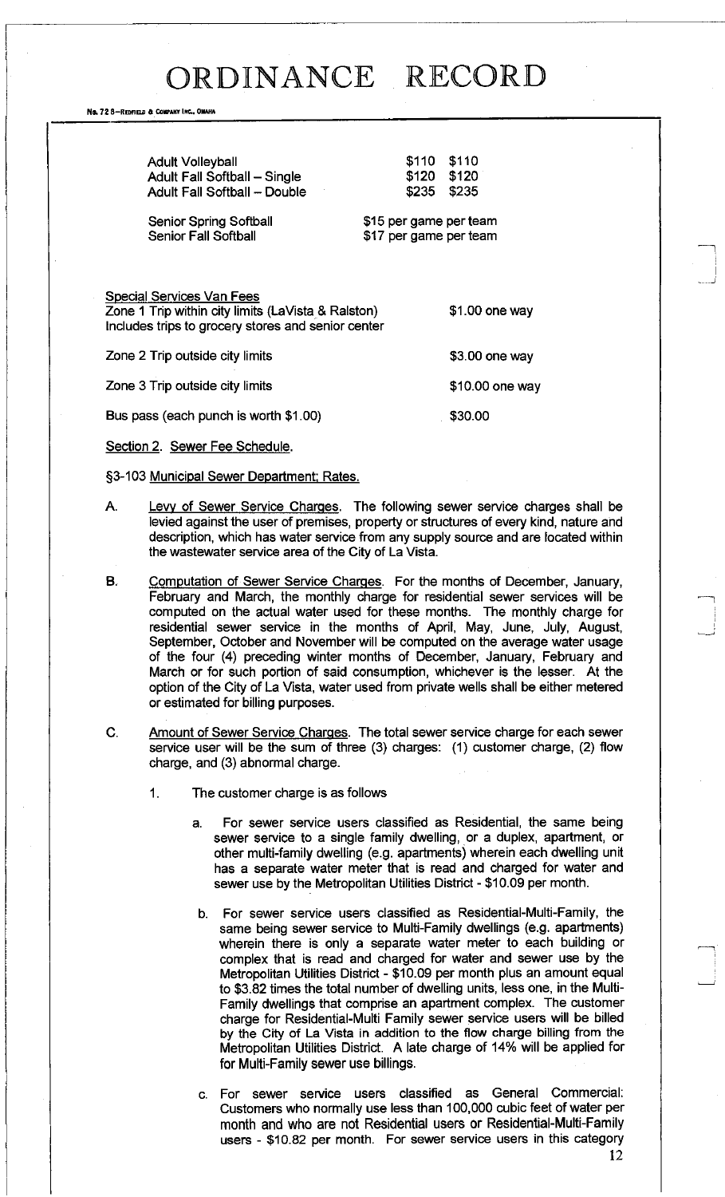| | | |
|---|---|---|
| Adult Volleyball | $110 | $110 |
| Adult Fall Softball – Single | $120 | $120 |
| Adult Fall Softball – Double | $235 | $235 |

| | |
|---|---|
| Senior Spring Softball | $15 per game per team |
| Senior Fall Softball | $17 per game per team |

Special Services Van Fees

| | |
|---|---|
| Zone 1 Trip within city limits (LaVista & Ralston) Includes trips to grocery stores and senior center | $1.00 one way |
| Zone 2 Trip outside city limits | $3.00 one way |
| Zone 3 Trip outside city limits | $10.00 one way |
| Bus pass (each punch is worth $1.00) | $30.00 |

Section 2. Sewer Fee Schedule.

§3-103 Municipal Sewer Department; Rates.

A. Levy of Sewer Service Charges. The following sewer service charges shall be levied against the user of premises, property or structures of every kind, nature and description, which has water service from any supply source and are located within the wastewater service area of the City of La Vista.

B. Computation of Sewer Service Charges. For the months of December, January, February and March, the monthly charge for residential sewer services will be computed on the actual water used for these months. The monthly charge for residential sewer service in the months of April, May, June, July, August, September, October and November will be computed on the average water usage of the four (4) preceding winter months of December, January, February and March or for such portion of said consumption, whichever is the lesser. At the option of the City of La Vista, water used from private wells shall be either metered or estimated for billing purposes.

C. Amount of Sewer Service Charges. The total sewer service charge for each sewer service user will be the sum of three (3) charges: (1) customer charge, (2) flow charge, and (3) abnormal charge.

1. The customer charge is as follows

   a. For sewer service users classified as Residential, the same being sewer service to a single family dwelling, or a duplex, apartment, or other multi-family dwelling (e.g. apartments) wherein each dwelling unit has a separate water meter that is read and charged for water and sewer use by the Metropolitan Utilities District - $10.09 per month.

   b. For sewer service users classified as Residential-Multi-Family, the same being sewer service to Multi-Family dwellings (e.g. apartments) wherein there is only a separate water meter to each building or complex that is read and charged for water and sewer use by the Metropolitan Utilities District - $10.09 per month plus an amount equal to $3.82 times the total number of dwelling units, less one, in the Multi-Family dwellings that comprise an apartment complex. The customer charge for Residential-Multi Family sewer service users will be billed by the City of La Vista in addition to the flow charge billing from the Metropolitan Utilities District. A late charge of 14% will be applied for for Multi-Family sewer use billings.

   c. For sewer service users classified as General Commercial: Customers who normally use less than 100,000 cubic feet of water per month and who are not Residential users or Residential-Multi-Family users - $10.82 per month. For sewer service users in this category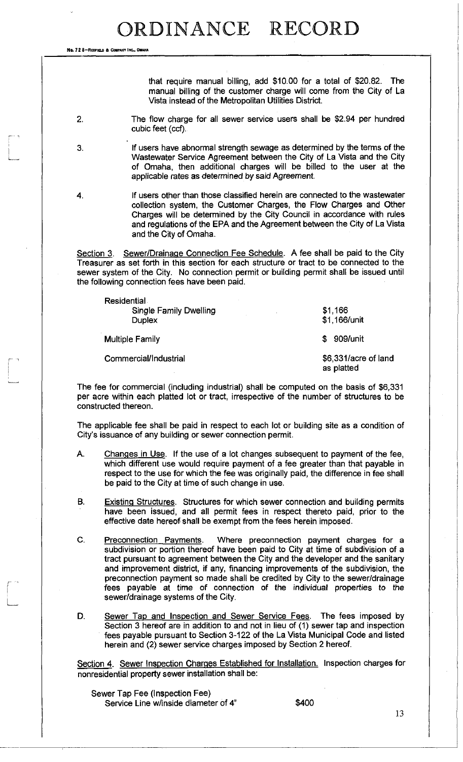that require manual billing, add $10.00 for a total of $20.82. The manual billing of the customer charge will come from the City of La Vista instead of the Metropolitan Utilities District.

2. The flow charge for all sewer service users shall be $2.94 per hundred cubic feet (ccf).

3. If users have abnormal strength sewage as determined by the terms of the Wastewater Service Agreement between the City of La Vista and the City of Omaha, then additional charges will be billed to the user at the applicable rates as determined by said Agreement.

4. If users other than those classified herein are connected to the wastewater collection system, the Customer Charges, the Flow Charges and Other Charges will be determined by the City Council in accordance with rules and regulations of the EPA and the Agreement between the City of La Vista and the City of Omaha.

Section 3. Sewer/Drainage Connection Fee Schedule. A fee shall be paid to the City Treasurer as set forth in this section for each structure or tract to be connected to the sewer system of the City. No connection permit or building permit shall be issued until the following connection fees have been paid.

| | |
|---|---|
| Residential | |
| Single Family Dwelling | $1,166 |
| Duplex | $1,166/unit |
| Multiple Family | $ 909/unit |
| Commercial/Industrial | $6,331/acre of land as platted |

The fee for commercial (including industrial) shall be computed on the basis of $6,331 per acre within each platted lot or tract, irrespective of the number of structures to be constructed thereon.

The applicable fee shall be paid in respect to each lot or building site as a condition of City's issuance of any building or sewer connection permit.

A. Changes in Use. If the use of a lot changes subsequent to payment of the fee, which different use would require payment of a fee greater than that payable in respect to the use for which the fee was originally paid, the difference in fee shall be paid to the City at time of such change in use.

B. Existing Structures. Structures for which sewer connection and building permits have been issued, and all permit fees in respect thereto paid, prior to the effective date hereof shall be exempt from the fees herein imposed.

C. Preconnection Payments. Where preconnection payment charges for a subdivision or portion thereof have been paid to City at time of subdivision of a tract pursuant to agreement between the City and the developer and the sanitary and improvement district, if any, financing improvements of the subdivision, the preconnection payment so made shall be credited by City to the sewer/drainage fees payable at time of connection of the individual properties to the sewer/drainage systems of the City.

D. Sewer Tap and Inspection and Sewer Service Fees. The fees imposed by Section 3 hereof are in addition to and not in lieu of (1) sewer tap and inspection fees payable pursuant to Section 3-122 of the La Vista Municipal Code and listed herein and (2) sewer service charges imposed by Section 2 hereof.

Section 4. Sewer Inspection Charges Established for Installation. Inspection charges for nonresidential property sewer installation shall be:

| | |
|---|---|
| Sewer Tap Fee (Inspection Fee) | |
| Service Line w/inside diameter of 4" | $400 |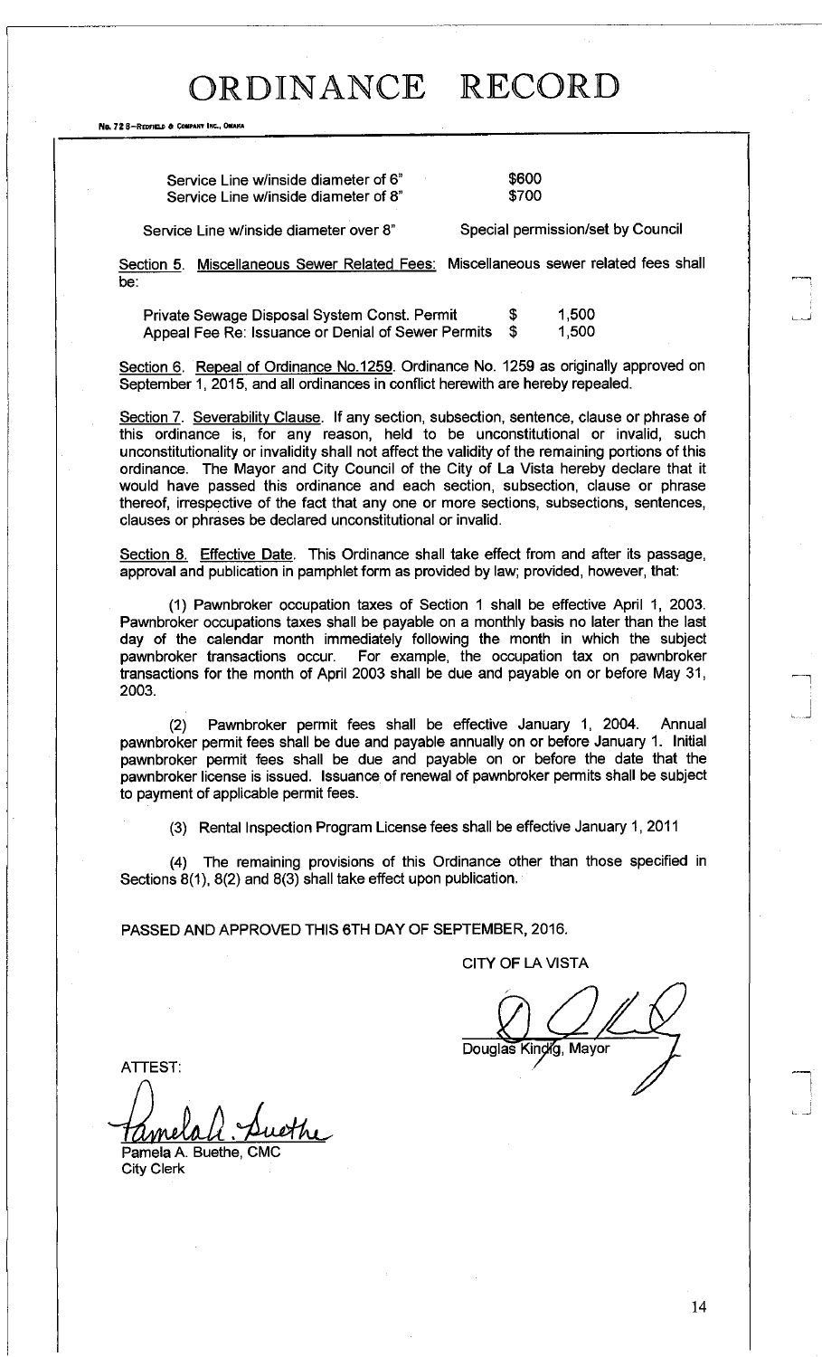# ORDINANCE RECORD

No. 72 8—Redfield & Company Inc., Omaha

| | |
|---|---|
| Service Line w/inside diameter of 6" | \$600 |
| Service Line w/inside diameter of 8" | \$700 |
| Service Line w/inside diameter over 8" | Special permission/set by Council |

Section 5. Miscellaneous Sewer Related Fees: Miscellaneous sewer related fees shall be:

| | |
|---|---|
| Private Sewage Disposal System Const. Permit | \$ 1,500 |
| Appeal Fee Re: Issuance or Denial of Sewer Permits | \$ 1,500 |

Section 6. Repeal of Ordinance No.1259. Ordinance No. 1259 as originally approved on September 1, 2015, and all ordinances in conflict herewith are hereby repealed.

Section 7. Severability Clause. If any section, subsection, sentence, clause or phrase of this ordinance is, for any reason, held to be unconstitutional or invalid, such unconstitutionality or invalidity shall not affect the validity of the remaining portions of this ordinance. The Mayor and City Council of the City of La Vista hereby declare that it would have passed this ordinance and each section, subsection, clause or phrase thereof, irrespective of the fact that any one or more sections, subsections, sentences, clauses or phrases be declared unconstitutional or invalid.

Section 8. Effective Date. This Ordinance shall take effect from and after its passage, approval and publication in pamphlet form as provided by law; provided, however, that:

(1) Pawnbroker occupation taxes of Section 1 shall be effective April 1, 2003. Pawnbroker occupations taxes shall be payable on a monthly basis no later than the last day of the calendar month immediately following the month in which the subject pawnbroker transactions occur. For example, the occupation tax on pawnbroker transactions for the month of April 2003 shall be due and payable on or before May 31, 2003.

(2) Pawnbroker permit fees shall be effective January 1, 2004. Annual pawnbroker permit fees shall be due and payable annually on or before January 1. Initial pawnbroker permit fees shall be due and payable on or before the date that the pawnbroker license is issued. Issuance of renewal of pawnbroker permits shall be subject to payment of applicable permit fees.

(3) Rental Inspection Program License fees shall be effective January 1, 2011

(4) The remaining provisions of this Ordinance other than those specified in Sections 8(1), 8(2) and 8(3) shall take effect upon publication.

PASSED AND APPROVED THIS 6TH DAY OF SEPTEMBER, 2016.

CITY OF LA VISTA

Douglas Kindig, Mayor

ATTEST:

Pamela A. Buethe, CMC
City Clerk